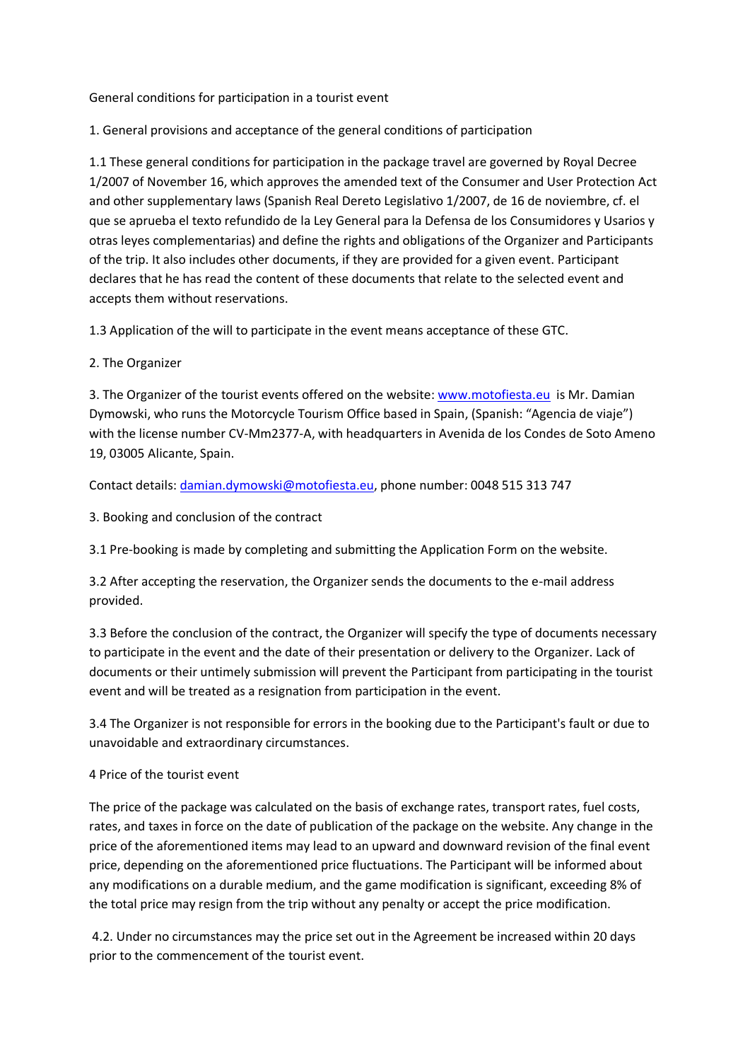# General conditions for participation in a tourist event

## 1. General provisions and acceptance of the general conditions of participation

1.1 These general conditions for participation in the package travel are governed by Royal Decree 1/2007 of November 16, which approves the amended text of the Consumer and User Protection Act and other supplementary laws (Spanish Real Dereto Legislativo 1/2007, de 16 de noviembre, cf. el que se aprueba el texto refundido de la Ley General para la Defensa de los Consumidores y Usarios y otras leyes complementarias) and define the rights and obligations of the Organizer and Participants of the trip. It also includes other documents, if they are provided for a given event. Participant declares that he has read the content of these documents that relate to the selected event and accepts them without reservations.

1.3 Application of the will to participate in the event means acceptance of these GTC.

## 2. The Organizer

3. The Organizer of the tourist events offered on the website: www.motofiesta.eu is Mr. Damian Dymowski, who runs the Motorcycle Tourism Office based in Spain, (Spanish: "Agencia de viaje") with the license number CV-Mm2377-A, with headquarters in Avenida de los Condes de Soto Ameno 19, 03005 Alicante, Spain.

Contact details: damian.dymowski@motofiesta.eu, phone number: 0048 515 313 747

## 3. Booking and conclusion of the contract

3.1 Pre-booking is made by completing and submitting the Application Form on the website.

3.2 After accepting the reservation, the Organizer sends the documents to the e-mail address provided.

3.3 Before the conclusion of the contract, the Organizer will specify the type of documents necessary to participate in the event and the date of their presentation or delivery to the Organizer. Lack of documents or their untimely submission will prevent the Participant from participating in the tourist event and will be treated as a resignation from participation in the event.

3.4 The Organizer is not responsible for errors in the booking due to the Participant's fault or due to unavoidable and extraordinary circumstances.

## 4 Price of the tourist event

The price of the package was calculated on the basis of exchange rates, transport rates, fuel costs, rates, and taxes in force on the date of publication of the package on the website. Any change in the price of the aforementioned items may lead to an upward and downward revision of the final event price, depending on the aforementioned price fluctuations. The Participant will be informed about any modifications on a durable medium, and the game modification is significant, exceeding 8% of the total price may resign from the trip without any penalty or accept the price modification.

4.2. Under no circumstances may the price set out in the Agreement be increased within 20 days prior to the commencement of the tourist event.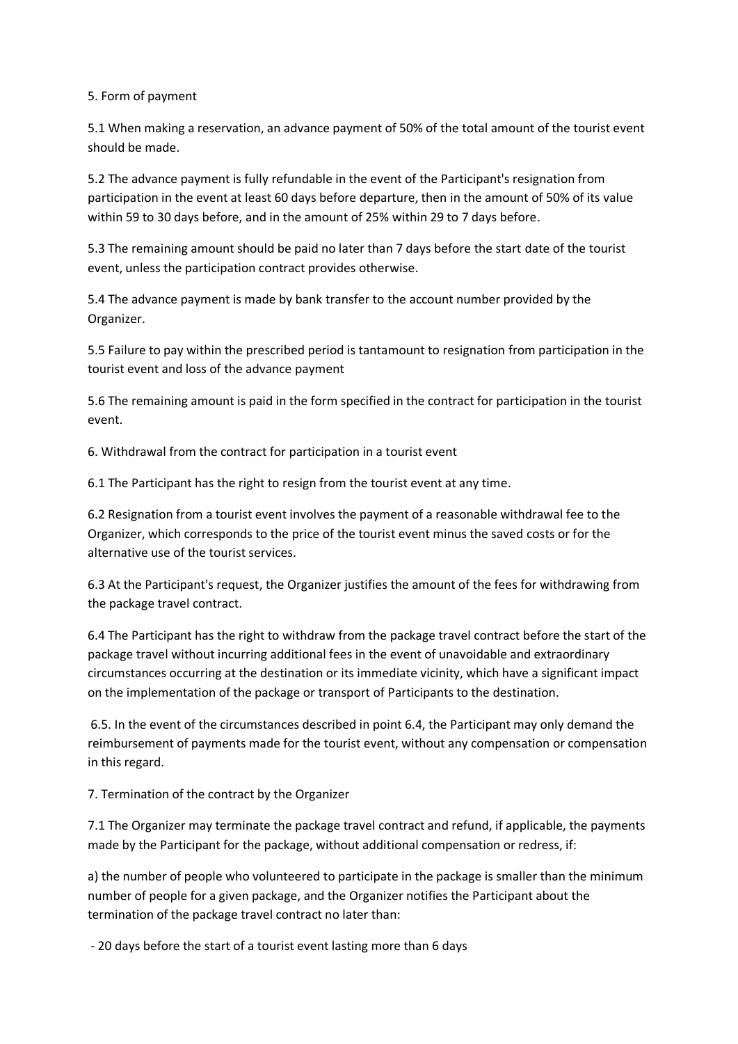5. Form of payment

5.1 When making a reservation, an advance payment of 50% of the total amount of the tourist event should be made.

5.2 The advance payment is fully refundable in the event of the Participant's resignation from participation in the event at least 60 days before departure, then in the amount of 50% of its value within 59 to 30 days before, and in the amount of 25% within 29 to 7 days before.

5.3 The remaining amount should be paid no later than 7 days before the start date of the tourist event, unless the participation contract provides otherwise.

5.4 The advance payment is made by bank transfer to the account number provided by the Organizer.

5.5 Failure to pay within the prescribed period is tantamount to resignation from participation in the tourist event and loss of the advance payment

5.6 The remaining amount is paid in the form specified in the contract for participation in the tourist event.

6. Withdrawal from the contract for participation in a tourist event

6.1 The Participant has the right to resign from the tourist event at any time.

6.2 Resignation from a tourist event involves the payment of a reasonable withdrawal fee to the Organizer, which corresponds to the price of the tourist event minus the saved costs or for the alternative use of the tourist services.

6.3 At the Participant's request, the Organizer justifies the amount of the fees for withdrawing from the package travel contract.

6.4 The Participant has the right to withdraw from the package travel contract before the start of the package travel without incurring additional fees in the event of unavoidable and extraordinary circumstances occurring at the destination or its immediate vicinity, which have a significant impact on the implementation of the package or transport of Participants to the destination.

6.5. In the event of the circumstances described in point 6.4, the Participant may only demand the reimbursement of payments made for the tourist event, without any compensation or compensation in this regard.

7. Termination of the contract by the Organizer

7.1 The Organizer may terminate the package travel contract and refund, if applicable, the payments made by the Participant for the package, without additional compensation or redress, if:

a) the number of people who volunteered to participate in the package is smaller than the minimum number of people for a given package, and the Organizer notifies the Participant about the termination of the package travel contract no later than:

- 20 days before the start of a tourist event lasting more than 6 days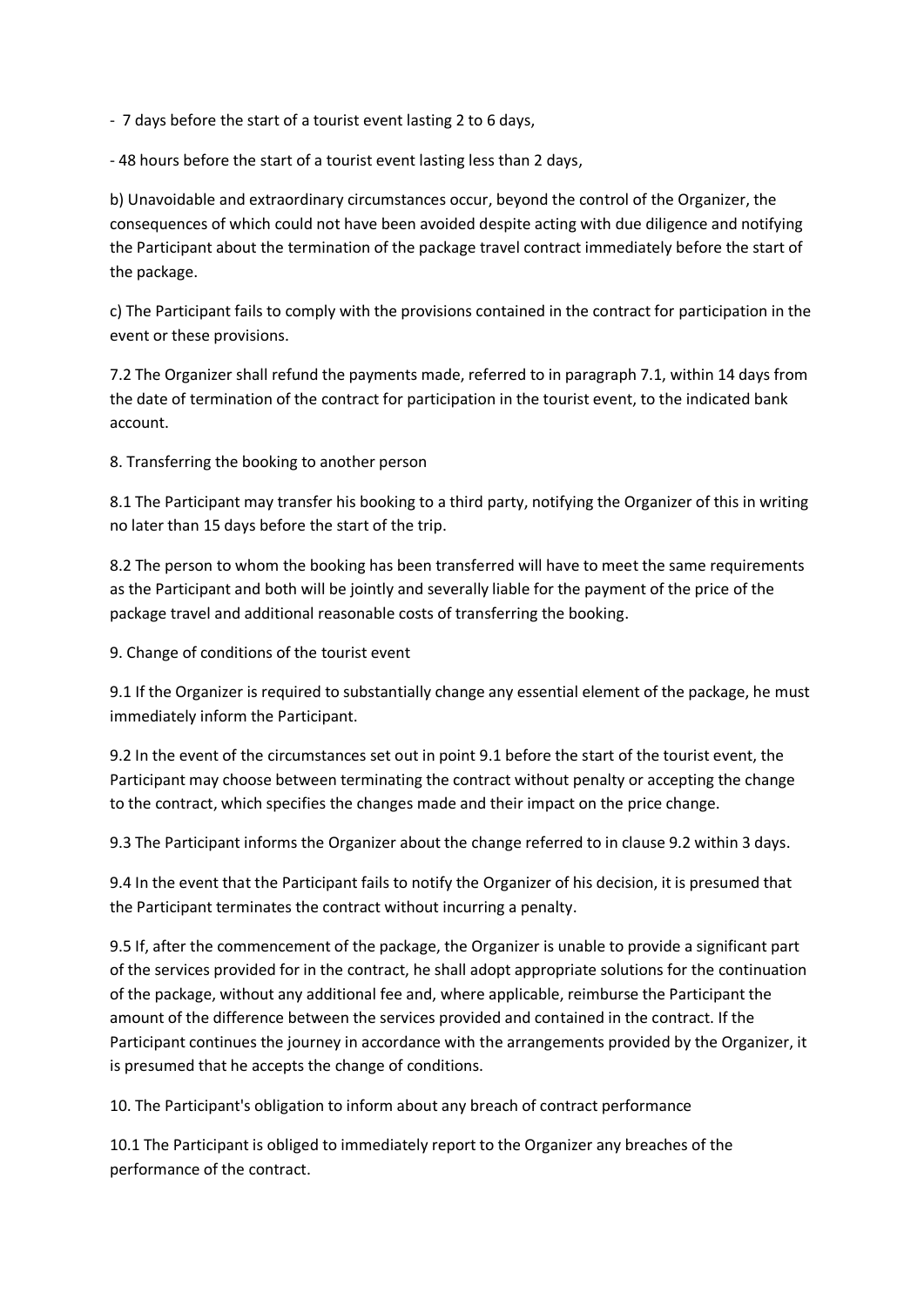- 7 days before the start of a tourist event lasting 2 to 6 days,

- 48 hours before the start of a tourist event lasting less than 2 days,

b) Unavoidable and extraordinary circumstances occur, beyond the control of the Organizer, the consequences of which could not have been avoided despite acting with due diligence and notifying the Participant about the termination of the package travel contract immediately before the start of the package.

c) The Participant fails to comply with the provisions contained in the contract for participation in the event or these provisions.

7.2 The Organizer shall refund the payments made, referred to in paragraph 7.1, within 14 days from the date of termination of the contract for participation in the tourist event, to the indicated bank account.

8. Transferring the booking to another person

8.1 The Participant may transfer his booking to a third party, notifying the Organizer of this in writing no later than 15 days before the start of the trip.

8.2 The person to whom the booking has been transferred will have to meet the same requirements as the Participant and both will be jointly and severally liable for the payment of the price of the package travel and additional reasonable costs of transferring the booking.

9. Change of conditions of the tourist event

9.1 If the Organizer is required to substantially change any essential element of the package, he must immediately inform the Participant.

9.2 In the event of the circumstances set out in point 9.1 before the start of the tourist event, the Participant may choose between terminating the contract without penalty or accepting the change to the contract, which specifies the changes made and their impact on the price change.

9.3 The Participant informs the Organizer about the change referred to in clause 9.2 within 3 days.

9.4 In the event that the Participant fails to notify the Organizer of his decision, it is presumed that the Participant terminates the contract without incurring a penalty.

9.5 If, after the commencement of the package, the Organizer is unable to provide a significant part of the services provided for in the contract, he shall adopt appropriate solutions for the continuation of the package, without any additional fee and, where applicable, reimburse the Participant the amount of the difference between the services provided and contained in the contract. If the Participant continues the journey in accordance with the arrangements provided by the Organizer, it is presumed that he accepts the change of conditions.

10. The Participant's obligation to inform about any breach of contract performance

10.1 The Participant is obliged to immediately report to the Organizer any breaches of the performance of the contract.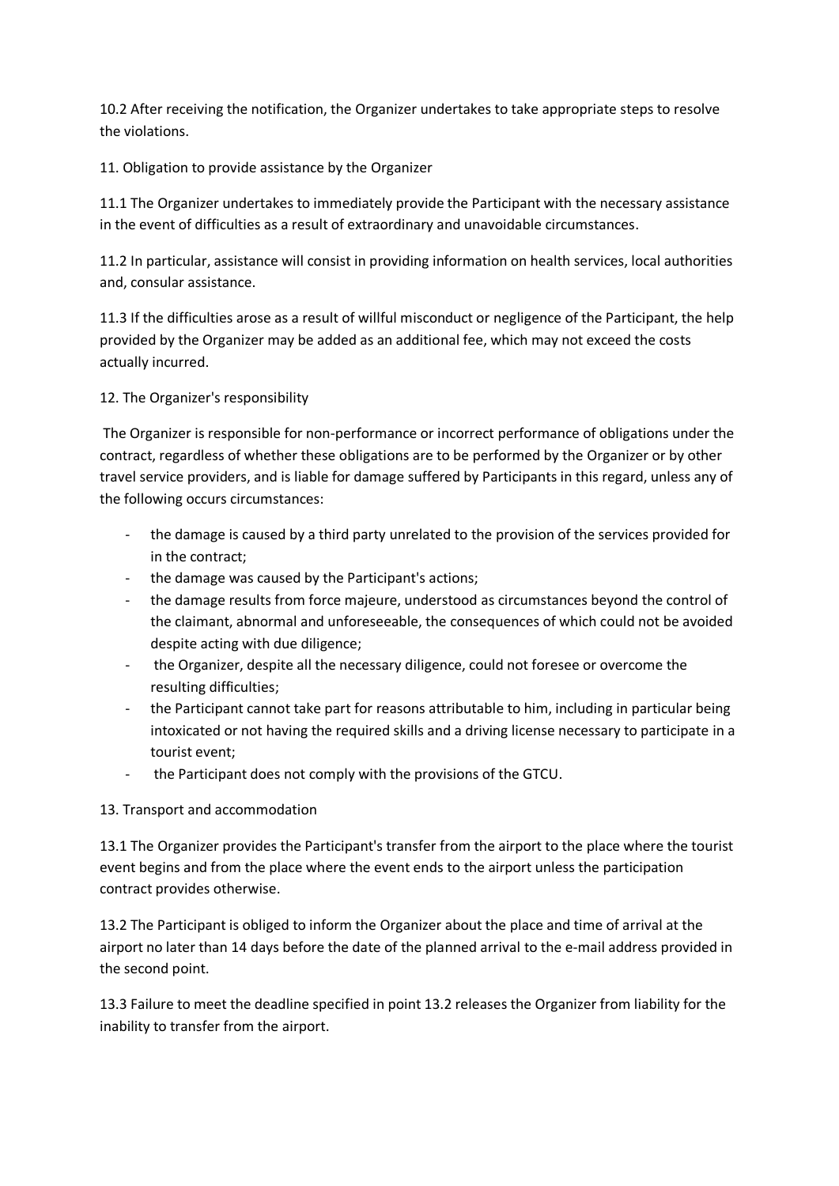10.2 After receiving the notification, the Organizer undertakes to take appropriate steps to resolve the violations.

## 11. Obligation to provide assistance by the Organizer

11.1 The Organizer undertakes to immediately provide the Participant with the necessary assistance in the event of difficulties as a result of extraordinary and unavoidable circumstances.

11.2 In particular, assistance will consist in providing information on health services, local authorities and, consular assistance.

11.3 If the difficulties arose as a result of willful misconduct or negligence of the Participant, the help provided by the Organizer may be added as an additional fee, which may not exceed the costs actually incurred.

## 12. The Organizer's responsibility

The Organizer is responsible for non-performance or incorrect performance of obligations under the contract, regardless of whether these obligations are to be performed by the Organizer or by other travel service providers, and is liable for damage suffered by Participants in this regard, unless any of the following occurs circumstances:

- the damage is caused by a third party unrelated to the provision of the services provided for in the contract;
- the damage was caused by the Participant's actions;
- the damage results from force majeure, understood as circumstances beyond the control of the claimant, abnormal and unforeseeable, the consequences of which could not be avoided despite acting with due diligence;
- the Organizer, despite all the necessary diligence, could not foresee or overcome the resulting difficulties;
- the Participant cannot take part for reasons attributable to him, including in particular being intoxicated or not having the required skills and a driving license necessary to participate in a tourist event;
- the Participant does not comply with the provisions of the GTCU.

## 13. Transport and accommodation

13.1 The Organizer provides the Participant's transfer from the airport to the place where the tourist event begins and from the place where the event ends to the airport unless the participation contract provides otherwise.

13.2 The Participant is obliged to inform the Organizer about the place and time of arrival at the airport no later than 14 days before the date of the planned arrival to the e-mail address provided in the second point.

13.3 Failure to meet the deadline specified in point 13.2 releases the Organizer from liability for the inability to transfer from the airport.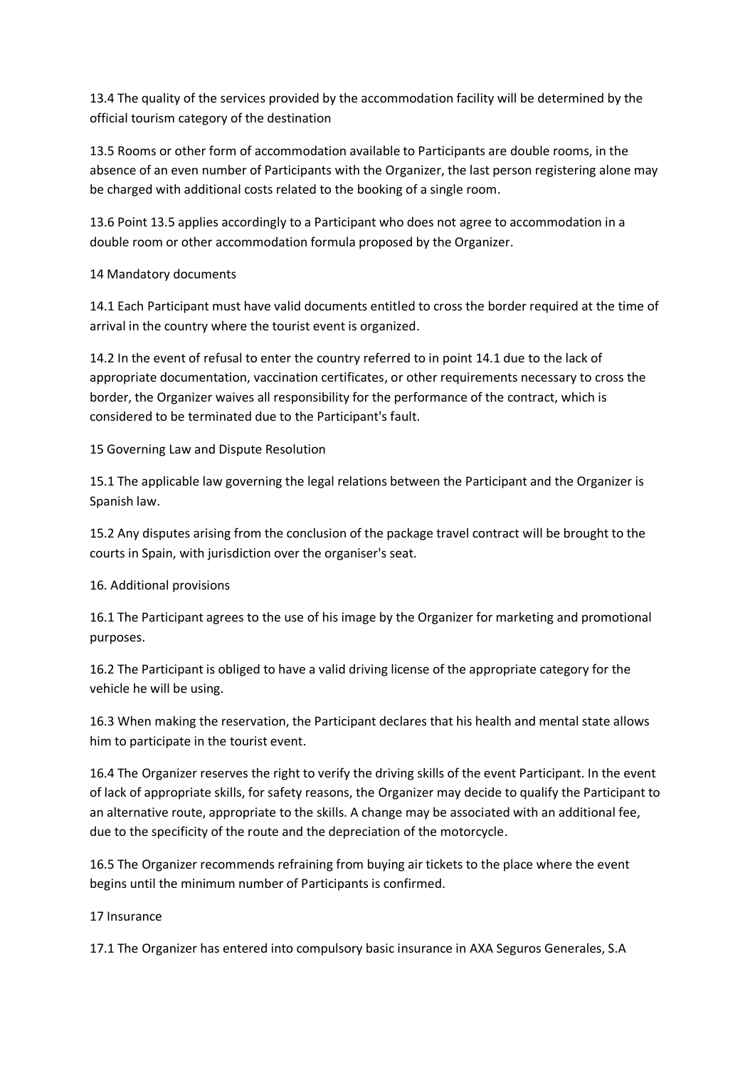13.4 The quality of the services provided by the accommodation facility will be determined by the official tourism category of the destination

13.5 Rooms or other form of accommodation available to Participants are double rooms, in the absence of an even number of Participants with the Organizer, the last person registering alone may be charged with additional costs related to the booking of a single room.

13.6 Point 13.5 applies accordingly to a Participant who does not agree to accommodation in a double room or other accommodation formula proposed by the Organizer.

## 14 Mandatory documents

14.1 Each Participant must have valid documents entitled to cross the border required at the time of arrival in the country where the tourist event is organized.

14.2 In the event of refusal to enter the country referred to in point 14.1 due to the lack of appropriate documentation, vaccination certificates, or other requirements necessary to cross the border, the Organizer waives all responsibility for the performance of the contract, which is considered to be terminated due to the Participant's fault.

## 15 Governing Law and Dispute Resolution

15.1 The applicable law governing the legal relations between the Participant and the Organizer is Spanish law.

15.2 Any disputes arising from the conclusion of the package travel contract will be brought to the courts in Spain, with jurisdiction over the organiser's seat.

## 16. Additional provisions

16.1 The Participant agrees to the use of his image by the Organizer for marketing and promotional purposes.

16.2 The Participant is obliged to have a valid driving license of the appropriate category for the vehicle he will be using.

16.3 When making the reservation, the Participant declares that his health and mental state allows him to participate in the tourist event.

16.4 The Organizer reserves the right to verify the driving skills of the event Participant. In the event of lack of appropriate skills, for safety reasons, the Organizer may decide to qualify the Participant to an alternative route, appropriate to the skills. A change may be associated with an additional fee, due to the specificity of the route and the depreciation of the motorcycle.

16.5 The Organizer recommends refraining from buying air tickets to the place where the event begins until the minimum number of Participants is confirmed.

## 17 Insurance

17.1 The Organizer has entered into compulsory basic insurance in AXA Seguros Generales, S.A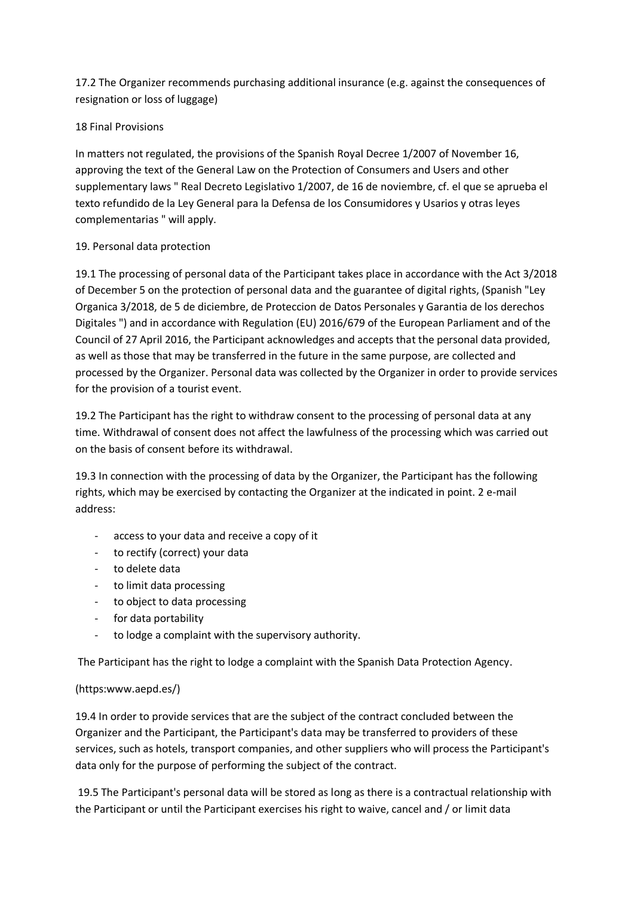17.2 The Organizer recommends purchasing additional insurance (e.g. against the consequences of resignation or loss of luggage)

## 18 Final Provisions

In matters not regulated, the provisions of the Spanish Royal Decree 1/2007 of November 16, approving the text of the General Law on the Protection of Consumers and Users and other supplementary laws " Real Decreto Legislativo 1/2007, de 16 de noviembre, cf. el que se aprueba el texto refundido de la Ley General para la Defensa de los Consumidores y Usarios y otras leyes complementarias " will apply.

## 19. Personal data protection

19.1 The processing of personal data of the Participant takes place in accordance with the Act 3/2018 of December 5 on the protection of personal data and the guarantee of digital rights, (Spanish "Ley Organica 3/2018, de 5 de diciembre, de Proteccion de Datos Personales y Garantia de los derechos Digitales ") and in accordance with Regulation (EU) 2016/679 of the European Parliament and of the Council of 27 April 2016, the Participant acknowledges and accepts that the personal data provided, as well as those that may be transferred in the future in the same purpose, are collected and processed by the Organizer. Personal data was collected by the Organizer in order to provide services for the provision of a tourist event.

19.2 The Participant has the right to withdraw consent to the processing of personal data at any time. Withdrawal of consent does not affect the lawfulness of the processing which was carried out on the basis of consent before its withdrawal.

19.3 In connection with the processing of data by the Organizer, the Participant has the following rights, which may be exercised by contacting the Organizer at the indicated in point. 2 e-mail address:

- access to your data and receive a copy of it
- to rectify (correct) your data
- to delete data
- to limit data processing
- to object to data processing
- for data portability
- to lodge a complaint with the supervisory authority.

The Participant has the right to lodge a complaint with the Spanish Data Protection Agency.

(https:www.aepd.es/)

19.4 In order to provide services that are the subject of the contract concluded between the Organizer and the Participant, the Participant's data may be transferred to providers of these services, such as hotels, transport companies, and other suppliers who will process the Participant's data only for the purpose of performing the subject of the contract.

19.5 The Participant's personal data will be stored as long as there is a contractual relationship with the Participant or until the Participant exercises his right to waive, cancel and / or limit data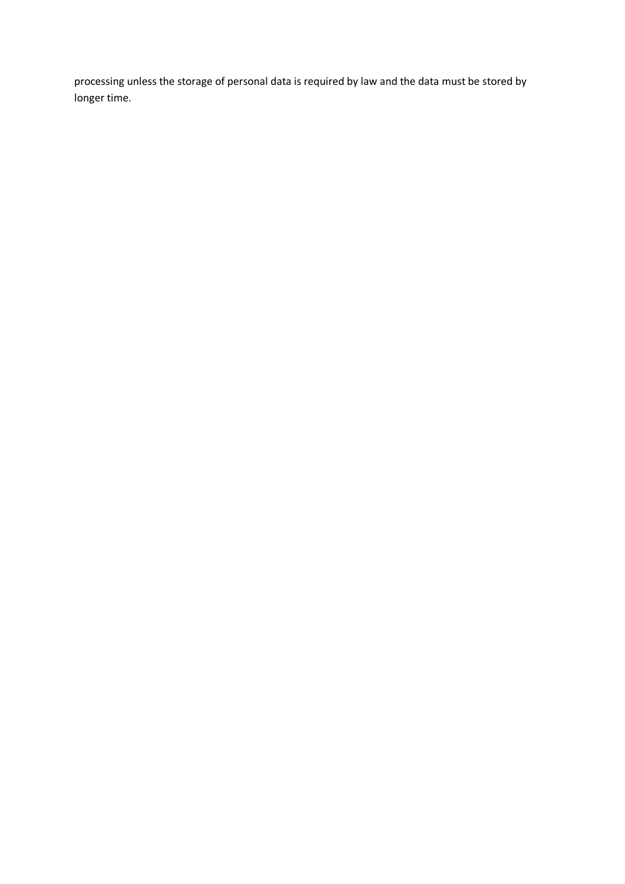processing unless the storage of personal data is required by law and the data must be stored by longer time.